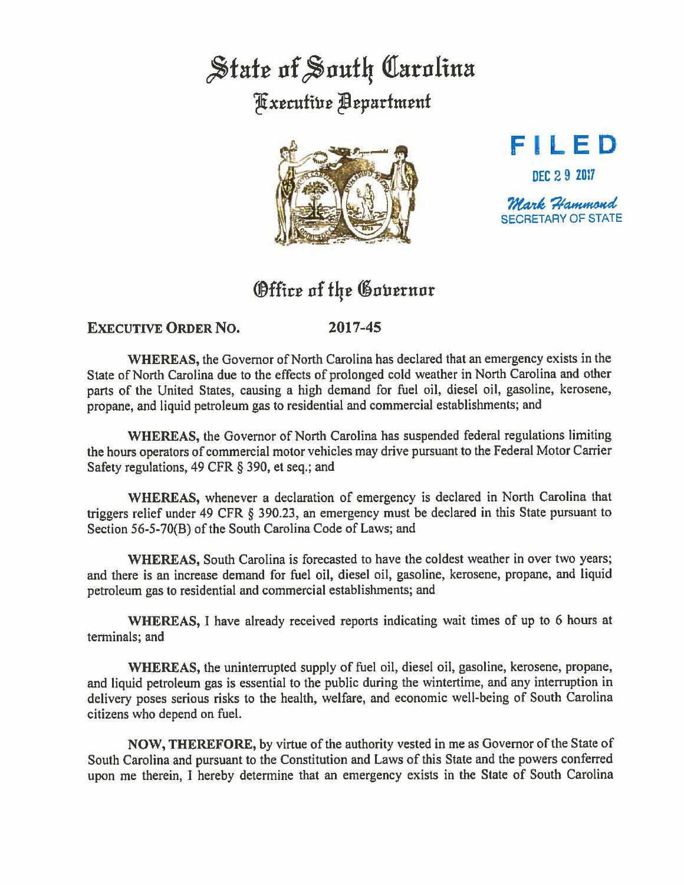# State of South Carolina

## Executive Department

FILED

DEC 29 2017

Mark Hammond
SECRETARY OF STATE

## Office of the Governor

**EXECUTIVE ORDER NO. 2017-45**

**WHEREAS,** the Governor of North Carolina has declared that an emergency exists in the State of North Carolina due to the effects of prolonged cold weather in North Carolina and other parts of the United States, causing a high demand for fuel oil, diesel oil, gasoline, kerosene, propane, and liquid petroleum gas to residential and commercial establishments; and

**WHEREAS,** the Governor of North Carolina has suspended federal regulations limiting the hours operators of commercial motor vehicles may drive pursuant to the Federal Motor Carrier Safety regulations, 49 CFR § 390, et seq.; and

**WHEREAS,** whenever a declaration of emergency is declared in North Carolina that triggers relief under 49 CFR § 390.23, an emergency must be declared in this State pursuant to Section 56-5-70(B) of the South Carolina Code of Laws; and

**WHEREAS,** South Carolina is forecasted to have the coldest weather in over two years; and there is an increase demand for fuel oil, diesel oil, gasoline, kerosene, propane, and liquid petroleum gas to residential and commercial establishments; and

**WHEREAS,** I have already received reports indicating wait times of up to 6 hours at terminals; and

**WHEREAS,** the uninterrupted supply of fuel oil, diesel oil, gasoline, kerosene, propane, and liquid petroleum gas is essential to the public during the wintertime, and any interruption in delivery poses serious risks to the health, welfare, and economic well-being of South Carolina citizens who depend on fuel.

**NOW, THEREFORE,** by virtue of the authority vested in me as Governor of the State of South Carolina and pursuant to the Constitution and Laws of this State and the powers conferred upon me therein, I hereby determine that an emergency exists in the State of South Carolina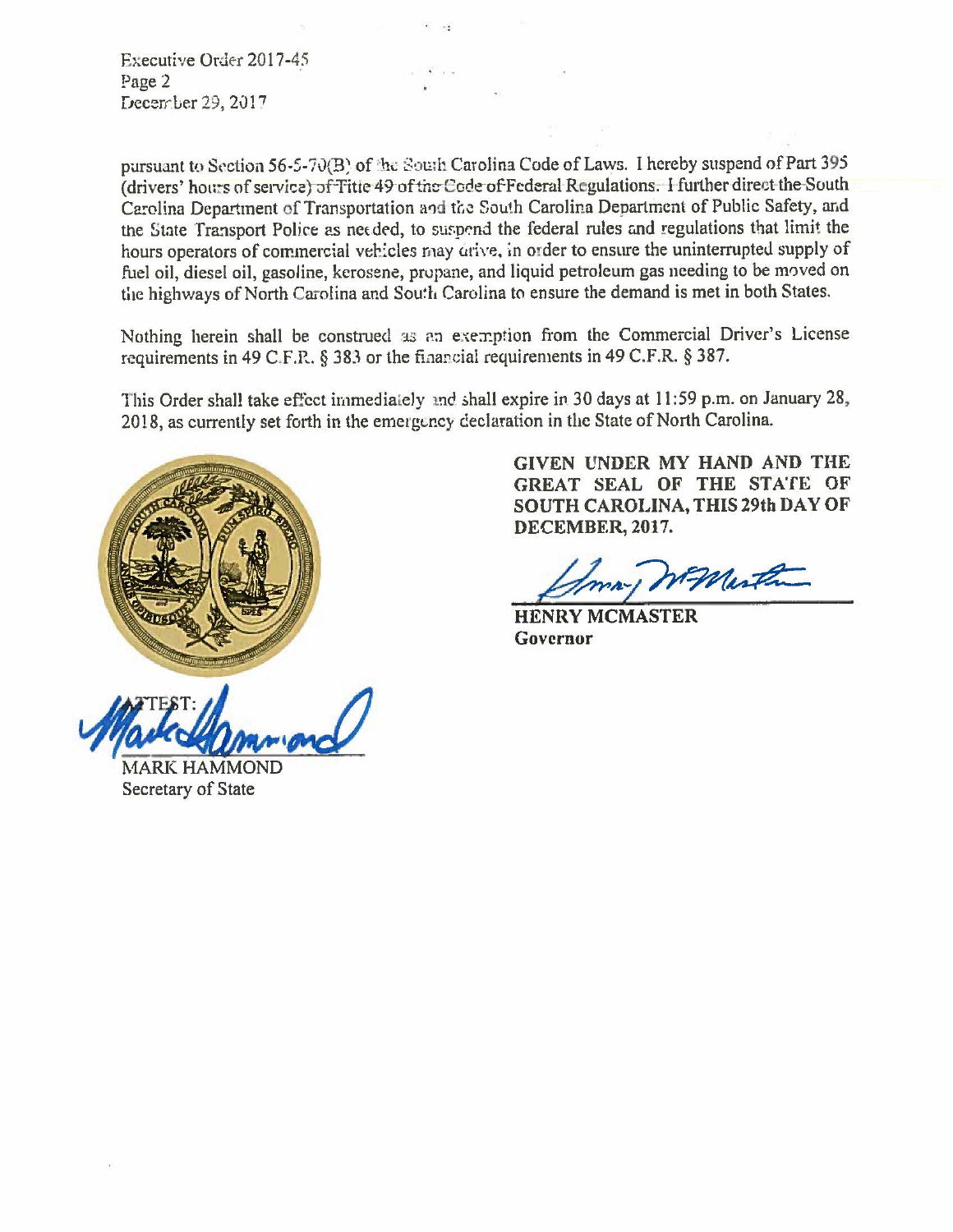pursuant to Section 56-5-70(B) of the South Carolina Code of Laws. I hereby suspend of Part 395 (drivers' hours of service) of Title 49 of the Code of Federal Regulations. I further direct the South Carolina Department of Transportation and the South Carolina Department of Public Safety, and the State Transport Police as needed, to suspend the federal rules and regulations that limit the hours operators of commercial vehicles may drive, in order to ensure the uninterrupted supply of fuel oil, diesel oil, gasoline, kerosene, propane, and liquid petroleum gas needing to be moved on the highways of North Carolina and South Carolina to ensure the demand is met in both States.

Nothing herein shall be construed as an exemption from the Commercial Driver's License requirements in 49 C.F.R. § 383 or the financial requirements in 49 C.F.R. § 387.

This Order shall take effect immediately and shall expire in 30 days at 11:59 p.m. on January 28, 2018, as currently set forth in the emergency declaration in the State of North Carolina.

**GIVEN UNDER MY HAND AND THE GREAT SEAL OF THE STATE OF SOUTH CAROLINA, THIS 29th DAY OF DECEMBER, 2017.**

**HENRY MCMASTER**
**Governor**

ATTEST:

MARK HAMMOND
Secretary of State